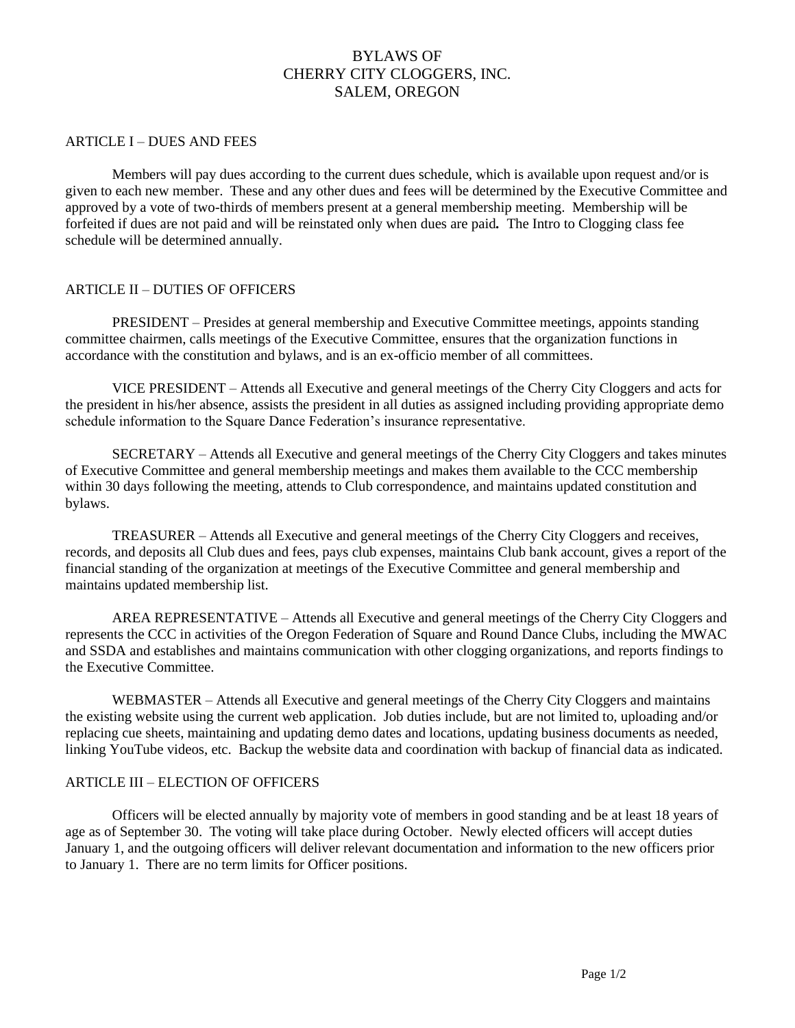# BYLAWS OF CHERRY CITY CLOGGERS, INC. SALEM, OREGON

## ARTICLE I – DUES AND FEES

Members will pay dues according to the current dues schedule, which is available upon request and/or is given to each new member. These and any other dues and fees will be determined by the Executive Committee and approved by a vote of two-thirds of members present at a general membership meeting. Membership will be forfeited if dues are not paid and will be reinstated only when dues are paid**.** The Intro to Clogging class fee schedule will be determined annually.

## ARTICLE II – DUTIES OF OFFICERS

PRESIDENT – Presides at general membership and Executive Committee meetings, appoints standing committee chairmen, calls meetings of the Executive Committee, ensures that the organization functions in accordance with the constitution and bylaws, and is an ex-officio member of all committees.

VICE PRESIDENT – Attends all Executive and general meetings of the Cherry City Cloggers and acts for the president in his/her absence, assists the president in all duties as assigned including providing appropriate demo schedule information to the Square Dance Federation's insurance representative.

SECRETARY – Attends all Executive and general meetings of the Cherry City Cloggers and takes minutes of Executive Committee and general membership meetings and makes them available to the CCC membership within 30 days following the meeting, attends to Club correspondence, and maintains updated constitution and bylaws.

TREASURER – Attends all Executive and general meetings of the Cherry City Cloggers and receives, records, and deposits all Club dues and fees, pays club expenses, maintains Club bank account, gives a report of the financial standing of the organization at meetings of the Executive Committee and general membership and maintains updated membership list.

AREA REPRESENTATIVE – Attends all Executive and general meetings of the Cherry City Cloggers and represents the CCC in activities of the Oregon Federation of Square and Round Dance Clubs, including the MWAC and SSDA and establishes and maintains communication with other clogging organizations, and reports findings to the Executive Committee.

WEBMASTER – Attends all Executive and general meetings of the Cherry City Cloggers and maintains the existing website using the current web application. Job duties include, but are not limited to, uploading and/or replacing cue sheets, maintaining and updating demo dates and locations, updating business documents as needed, linking YouTube videos, etc. Backup the website data and coordination with backup of financial data as indicated.

## ARTICLE III – ELECTION OF OFFICERS

Officers will be elected annually by majority vote of members in good standing and be at least 18 years of age as of September 30. The voting will take place during October. Newly elected officers will accept duties January 1, and the outgoing officers will deliver relevant documentation and information to the new officers prior to January 1. There are no term limits for Officer positions.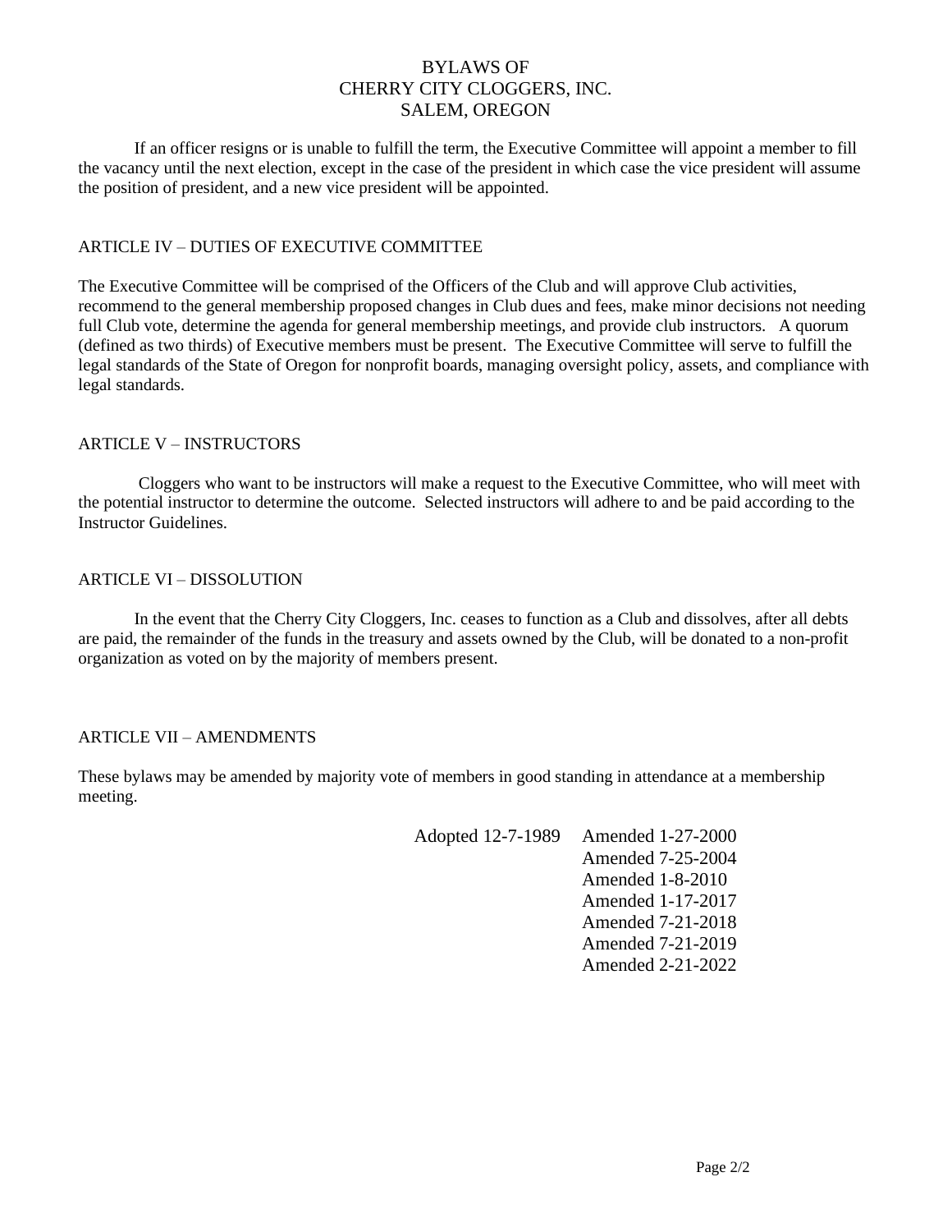# BYLAWS OF
# CHERRY CITY CLOGGERS, INC.
# SALEM, OREGON

If an officer resigns or is unable to fulfill the term, the Executive Committee will appoint a member to fill the vacancy until the next election, except in the case of the president in which case the vice president will assume the position of president, and a new vice president will be appointed.

## ARTICLE IV – DUTIES OF EXECUTIVE COMMITTEE

The Executive Committee will be comprised of the Officers of the Club and will approve Club activities, recommend to the general membership proposed changes in Club dues and fees, make minor decisions not needing full Club vote, determine the agenda for general membership meetings, and provide club instructors. A quorum (defined as two thirds) of Executive members must be present. The Executive Committee will serve to fulfill the legal standards of the State of Oregon for nonprofit boards, managing oversight policy, assets, and compliance with legal standards.

## ARTICLE V – INSTRUCTORS

Cloggers who want to be instructors will make a request to the Executive Committee, who will meet with the potential instructor to determine the outcome. Selected instructors will adhere to and be paid according to the Instructor Guidelines.

## ARTICLE VI – DISSOLUTION

In the event that the Cherry City Cloggers, Inc. ceases to function as a Club and dissolves, after all debts are paid, the remainder of the funds in the treasury and assets owned by the Club, will be donated to a non-profit organization as voted on by the majority of members present.

## ARTICLE VII – AMENDMENTS

These bylaws may be amended by majority vote of members in good standing in attendance at a membership meeting.

Adopted 12-7-1989 Amended 1-27-2000
Amended 7-25-2004
Amended 1-8-2010
Amended 1-17-2017
Amended 7-21-2018
Amended 7-21-2019
Amended 2-21-2022